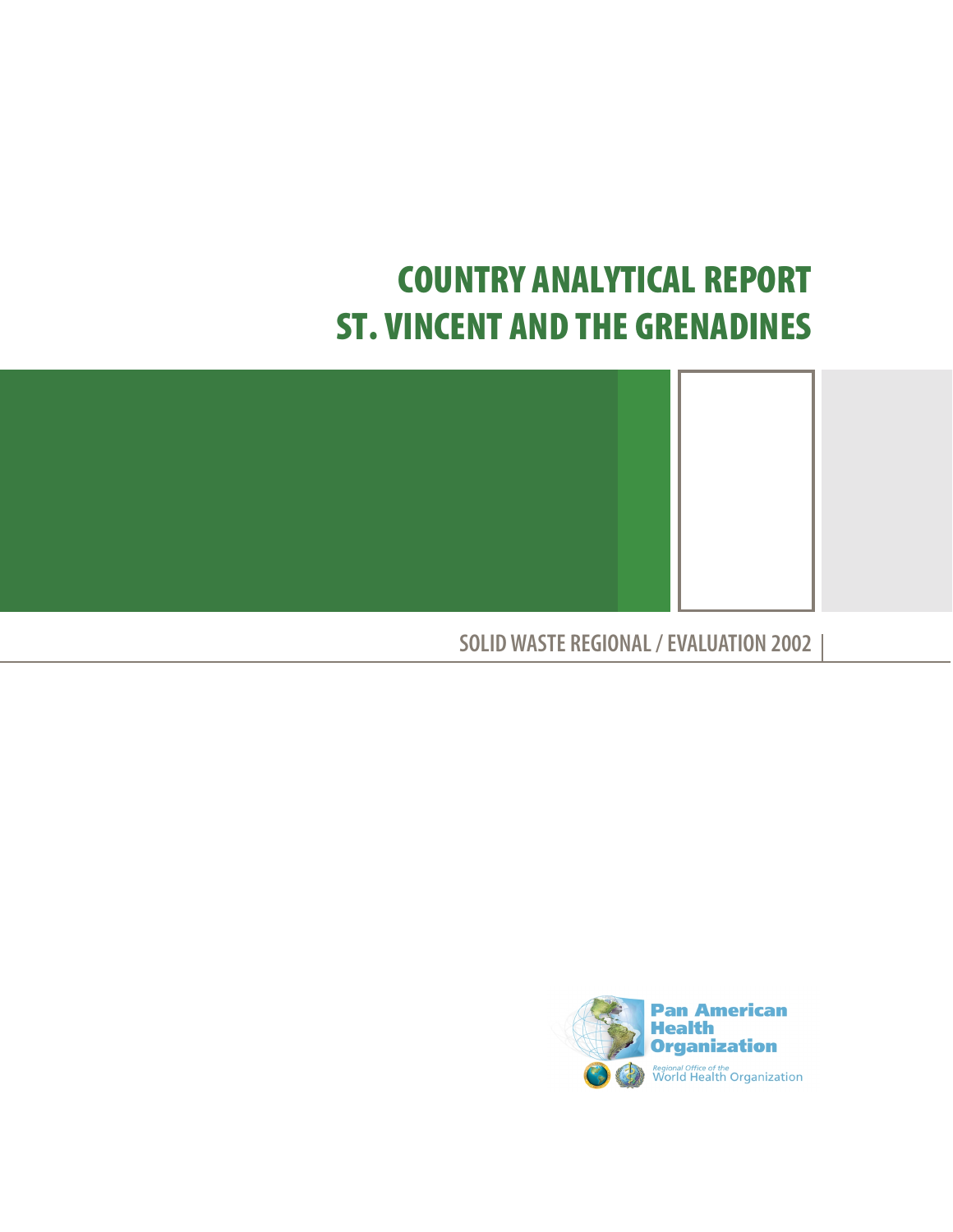# COUNTRY ANALYTICAL REPORT
# ST. VINCENT AND THE GRENADINES

SOLID WASTE REGIONAL / EVALUATION 2002

Pan American Health Organization

Regional Office of the World Health Organization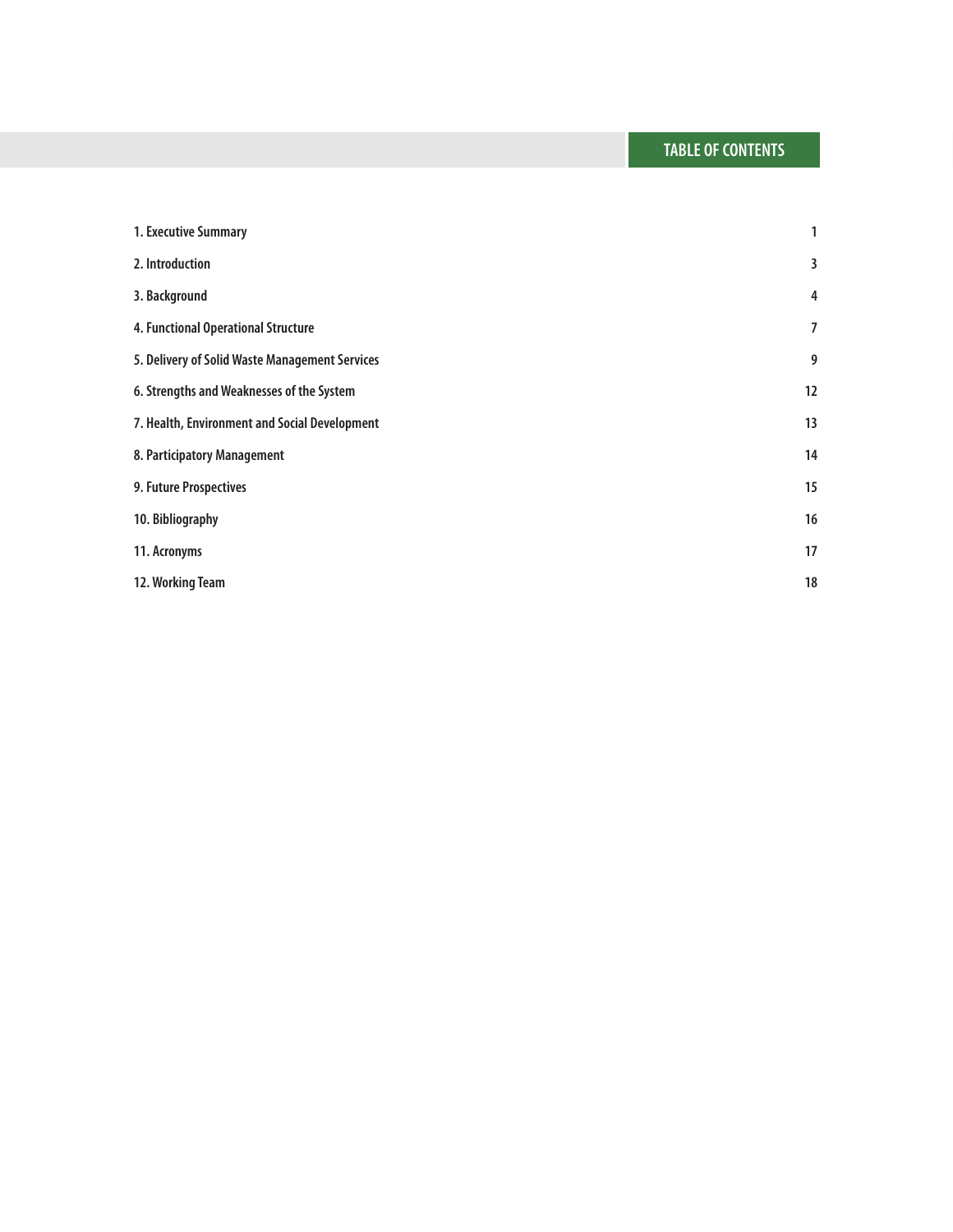# TABLE OF CONTENTS

| | |
|---|---|
| 1. Executive Summary | 1 |
| 2. Introduction | 3 |
| 3. Background | 4 |
| 4. Functional Operational Structure | 7 |
| 5. Delivery of Solid Waste Management Services | 9 |
| 6. Strengths and Weaknesses of the System | 12 |
| 7. Health, Environment and Social Development | 13 |
| 8. Participatory Management | 14 |
| 9. Future Prospectives | 15 |
| 10. Bibliography | 16 |
| 11. Acronyms | 17 |
| 12. Working Team | 18 |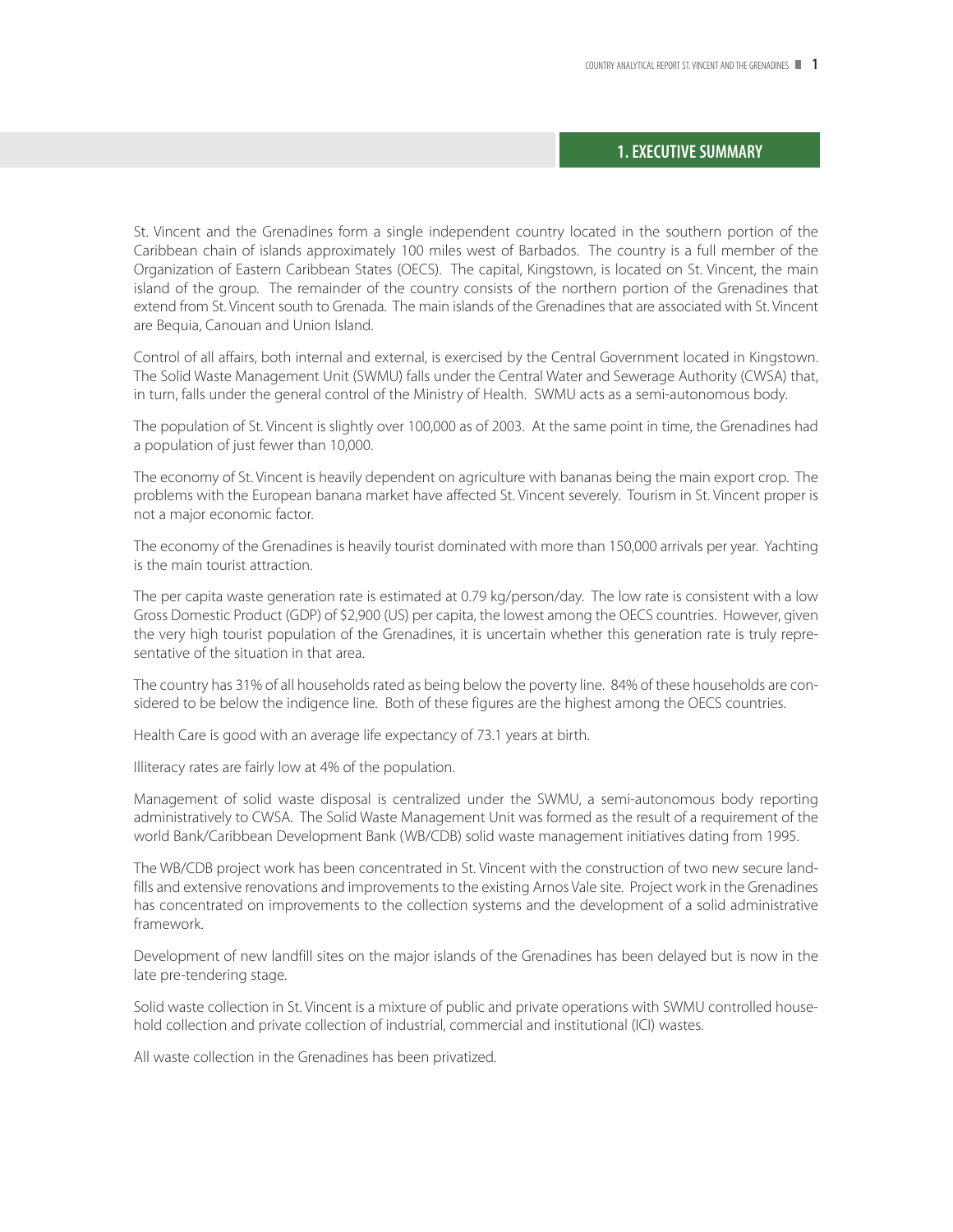# 1. EXECUTIVE SUMMARY

St. Vincent and the Grenadines form a single independent country located in the southern portion of the Caribbean chain of islands approximately 100 miles west of Barbados. The country is a full member of the Organization of Eastern Caribbean States (OECS). The capital, Kingstown, is located on St. Vincent, the main island of the group. The remainder of the country consists of the northern portion of the Grenadines that extend from St. Vincent south to Grenada. The main islands of the Grenadines that are associated with St. Vincent are Bequia, Canouan and Union Island.

Control of all affairs, both internal and external, is exercised by the Central Government located in Kingstown. The Solid Waste Management Unit (SWMU) falls under the Central Water and Sewerage Authority (CWSA) that, in turn, falls under the general control of the Ministry of Health. SWMU acts as a semi-autonomous body.

The population of St. Vincent is slightly over 100,000 as of 2003. At the same point in time, the Grenadines had a population of just fewer than 10,000.

The economy of St. Vincent is heavily dependent on agriculture with bananas being the main export crop. The problems with the European banana market have affected St. Vincent severely. Tourism in St. Vincent proper is not a major economic factor.

The economy of the Grenadines is heavily tourist dominated with more than 150,000 arrivals per year. Yachting is the main tourist attraction.

The per capita waste generation rate is estimated at 0.79 kg/person/day. The low rate is consistent with a low Gross Domestic Product (GDP) of $2,900 (US) per capita, the lowest among the OECS countries. However, given the very high tourist population of the Grenadines, it is uncertain whether this generation rate is truly representative of the situation in that area.

The country has 31% of all households rated as being below the poverty line. 84% of these households are considered to be below the indigence line. Both of these figures are the highest among the OECS countries.

Health Care is good with an average life expectancy of 73.1 years at birth.

Illiteracy rates are fairly low at 4% of the population.

Management of solid waste disposal is centralized under the SWMU, a semi-autonomous body reporting administratively to CWSA. The Solid Waste Management Unit was formed as the result of a requirement of the world Bank/Caribbean Development Bank (WB/CDB) solid waste management initiatives dating from 1995.

The WB/CDB project work has been concentrated in St. Vincent with the construction of two new secure landfills and extensive renovations and improvements to the existing Arnos Vale site. Project work in the Grenadines has concentrated on improvements to the collection systems and the development of a solid administrative framework.

Development of new landfill sites on the major islands of the Grenadines has been delayed but is now in the late pre-tendering stage.

Solid waste collection in St. Vincent is a mixture of public and private operations with SWMU controlled household collection and private collection of industrial, commercial and institutional (ICI) wastes.

All waste collection in the Grenadines has been privatized.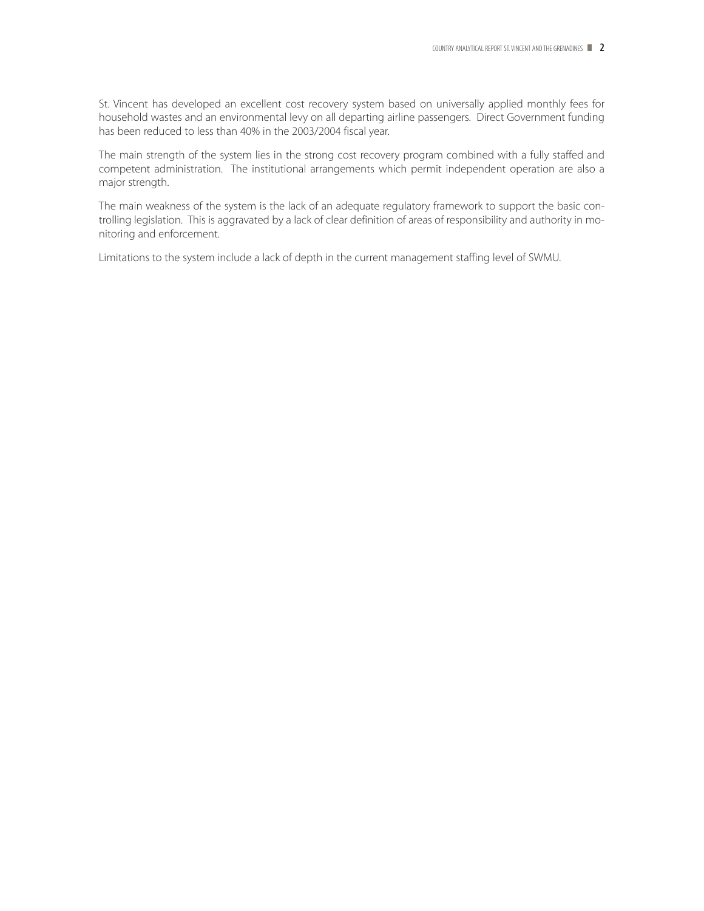St. Vincent has developed an excellent cost recovery system based on universally applied monthly fees for household wastes and an environmental levy on all departing airline passengers. Direct Government funding has been reduced to less than 40% in the 2003/2004 fiscal year.

The main strength of the system lies in the strong cost recovery program combined with a fully staffed and competent administration. The institutional arrangements which permit independent operation are also a major strength.

The main weakness of the system is the lack of an adequate regulatory framework to support the basic controlling legislation. This is aggravated by a lack of clear definition of areas of responsibility and authority in monitoring and enforcement.

Limitations to the system include a lack of depth in the current management staffing level of SWMU.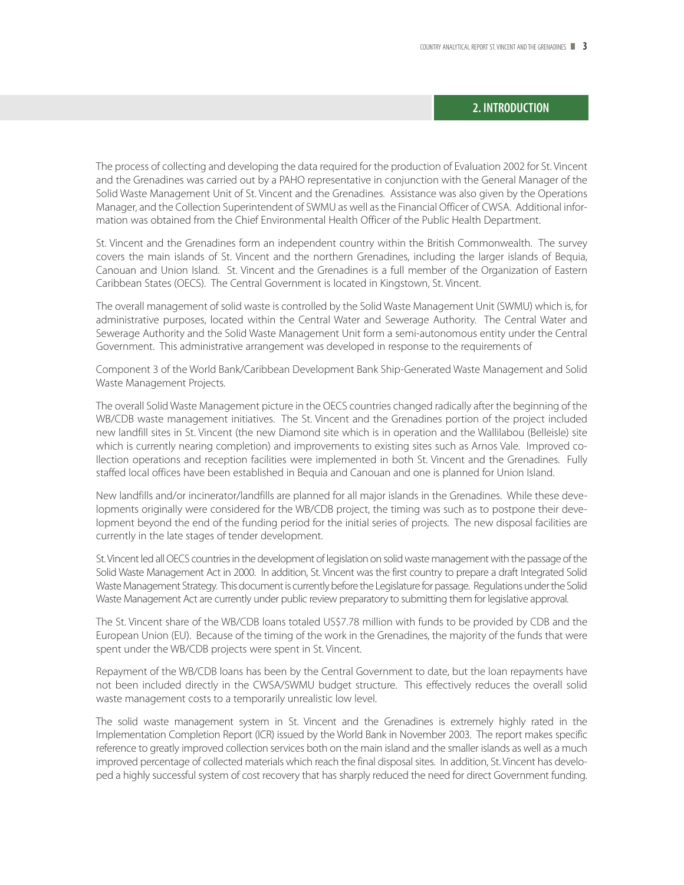## 2. INTRODUCTION

The process of collecting and developing the data required for the production of Evaluation 2002 for St. Vincent and the Grenadines was carried out by a PAHO representative in conjunction with the General Manager of the Solid Waste Management Unit of St. Vincent and the Grenadines. Assistance was also given by the Operations Manager, and the Collection Superintendent of SWMU as well as the Financial Officer of CWSA. Additional information was obtained from the Chief Environmental Health Officer of the Public Health Department.

St. Vincent and the Grenadines form an independent country within the British Commonwealth. The survey covers the main islands of St. Vincent and the northern Grenadines, including the larger islands of Bequia, Canouan and Union Island. St. Vincent and the Grenadines is a full member of the Organization of Eastern Caribbean States (OECS). The Central Government is located in Kingstown, St. Vincent.

The overall management of solid waste is controlled by the Solid Waste Management Unit (SWMU) which is, for administrative purposes, located within the Central Water and Sewerage Authority. The Central Water and Sewerage Authority and the Solid Waste Management Unit form a semi-autonomous entity under the Central Government. This administrative arrangement was developed in response to the requirements of

Component 3 of the World Bank/Caribbean Development Bank Ship-Generated Waste Management and Solid Waste Management Projects.

The overall Solid Waste Management picture in the OECS countries changed radically after the beginning of the WB/CDB waste management initiatives. The St. Vincent and the Grenadines portion of the project included new landfill sites in St. Vincent (the new Diamond site which is in operation and the Wallilabou (Belleisle) site which is currently nearing completion) and improvements to existing sites such as Arnos Vale. Improved collection operations and reception facilities were implemented in both St. Vincent and the Grenadines. Fully staffed local offices have been established in Bequia and Canouan and one is planned for Union Island.

New landfills and/or incinerator/landfills are planned for all major islands in the Grenadines. While these developments originally were considered for the WB/CDB project, the timing was such as to postpone their development beyond the end of the funding period for the initial series of projects. The new disposal facilities are currently in the late stages of tender development.

St. Vincent led all OECS countries in the development of legislation on solid waste management with the passage of the Solid Waste Management Act in 2000. In addition, St. Vincent was the first country to prepare a draft Integrated Solid Waste Management Strategy. This document is currently before the Legislature for passage. Regulations under the Solid Waste Management Act are currently under public review preparatory to submitting them for legislative approval.

The St. Vincent share of the WB/CDB loans totaled US$7.78 million with funds to be provided by CDB and the European Union (EU). Because of the timing of the work in the Grenadines, the majority of the funds that were spent under the WB/CDB projects were spent in St. Vincent.

Repayment of the WB/CDB loans has been by the Central Government to date, but the loan repayments have not been included directly in the CWSA/SWMU budget structure. This effectively reduces the overall solid waste management costs to a temporarily unrealistic low level.

The solid waste management system in St. Vincent and the Grenadines is extremely highly rated in the Implementation Completion Report (ICR) issued by the World Bank in November 2003. The report makes specific reference to greatly improved collection services both on the main island and the smaller islands as well as a much improved percentage of collected materials which reach the final disposal sites. In addition, St. Vincent has developed a highly successful system of cost recovery that has sharply reduced the need for direct Government funding.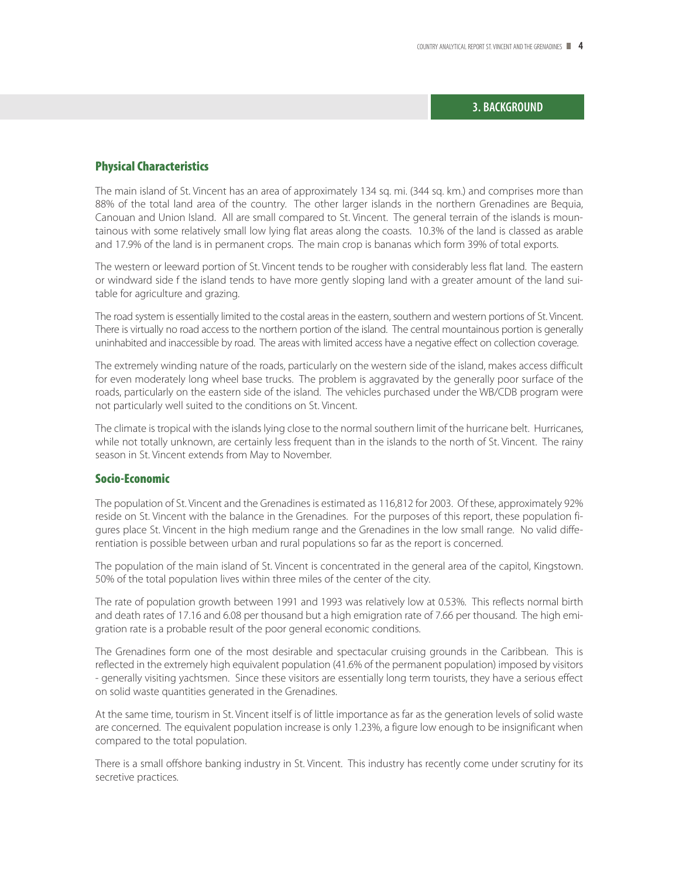# 3. BACKGROUND

## Physical Characteristics

The main island of St. Vincent has an area of approximately 134 sq. mi. (344 sq. km.) and comprises more than 88% of the total land area of the country. The other larger islands in the northern Grenadines are Bequia, Canouan and Union Island. All are small compared to St. Vincent. The general terrain of the islands is mountainous with some relatively small low lying flat areas along the coasts. 10.3% of the land is classed as arable and 17.9% of the land is in permanent crops. The main crop is bananas which form 39% of total exports.

The western or leeward portion of St. Vincent tends to be rougher with considerably less flat land. The eastern or windward side f the island tends to have more gently sloping land with a greater amount of the land suitable for agriculture and grazing.

The road system is essentially limited to the costal areas in the eastern, southern and western portions of St. Vincent. There is virtually no road access to the northern portion of the island. The central mountainous portion is generally uninhabited and inaccessible by road. The areas with limited access have a negative effect on collection coverage.

The extremely winding nature of the roads, particularly on the western side of the island, makes access difficult for even moderately long wheel base trucks. The problem is aggravated by the generally poor surface of the roads, particularly on the eastern side of the island. The vehicles purchased under the WB/CDB program were not particularly well suited to the conditions on St. Vincent.

The climate is tropical with the islands lying close to the normal southern limit of the hurricane belt. Hurricanes, while not totally unknown, are certainly less frequent than in the islands to the north of St. Vincent. The rainy season in St. Vincent extends from May to November.

## Socio-Economic

The population of St. Vincent and the Grenadines is estimated as 116,812 for 2003. Of these, approximately 92% reside on St. Vincent with the balance in the Grenadines. For the purposes of this report, these population figures place St. Vincent in the high medium range and the Grenadines in the low small range. No valid differentiation is possible between urban and rural populations so far as the report is concerned.

The population of the main island of St. Vincent is concentrated in the general area of the capitol, Kingstown. 50% of the total population lives within three miles of the center of the city.

The rate of population growth between 1991 and 1993 was relatively low at 0.53%. This reflects normal birth and death rates of 17.16 and 6.08 per thousand but a high emigration rate of 7.66 per thousand. The high emigration rate is a probable result of the poor general economic conditions.

The Grenadines form one of the most desirable and spectacular cruising grounds in the Caribbean. This is reflected in the extremely high equivalent population (41.6% of the permanent population) imposed by visitors - generally visiting yachtsmen. Since these visitors are essentially long term tourists, they have a serious effect on solid waste quantities generated in the Grenadines.

At the same time, tourism in St. Vincent itself is of little importance as far as the generation levels of solid waste are concerned. The equivalent population increase is only 1.23%, a figure low enough to be insignificant when compared to the total population.

There is a small offshore banking industry in St. Vincent. This industry has recently come under scrutiny for its secretive practices.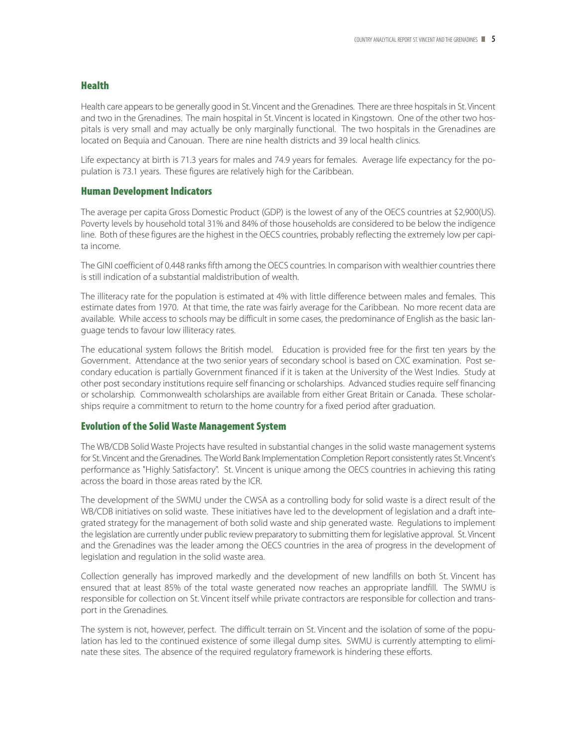## Health

Health care appears to be generally good in St. Vincent and the Grenadines. There are three hospitals in St. Vincent and two in the Grenadines. The main hospital in St. Vincent is located in Kingstown. One of the other two hospitals is very small and may actually be only marginally functional. The two hospitals in the Grenadines are located on Bequia and Canouan. There are nine health districts and 39 local health clinics.

Life expectancy at birth is 71.3 years for males and 74.9 years for females. Average life expectancy for the population is 73.1 years. These figures are relatively high for the Caribbean.

## Human Development Indicators

The average per capita Gross Domestic Product (GDP) is the lowest of any of the OECS countries at $2,900(US). Poverty levels by household total 31% and 84% of those households are considered to be below the indigence line. Both of these figures are the highest in the OECS countries, probably reflecting the extremely low per capita income.

The GINI coefficient of 0.448 ranks fifth among the OECS countries. In comparison with wealthier countries there is still indication of a substantial maldistribution of wealth.

The illiteracy rate for the population is estimated at 4% with little difference between males and females. This estimate dates from 1970. At that time, the rate was fairly average for the Caribbean. No more recent data are available. While access to schools may be difficult in some cases, the predominance of English as the basic language tends to favour low illiteracy rates.

The educational system follows the British model. Education is provided free for the first ten years by the Government. Attendance at the two senior years of secondary school is based on CXC examination. Post secondary education is partially Government financed if it is taken at the University of the West Indies. Study at other post secondary institutions require self financing or scholarships. Advanced studies require self financing or scholarship. Commonwealth scholarships are available from either Great Britain or Canada. These scholarships require a commitment to return to the home country for a fixed period after graduation.

## Evolution of the Solid Waste Management System

The WB/CDB Solid Waste Projects have resulted in substantial changes in the solid waste management systems for St. Vincent and the Grenadines. The World Bank Implementation Completion Report consistently rates St. Vincent's performance as "Highly Satisfactory". St. Vincent is unique among the OECS countries in achieving this rating across the board in those areas rated by the ICR.

The development of the SWMU under the CWSA as a controlling body for solid waste is a direct result of the WB/CDB initiatives on solid waste. These initiatives have led to the development of legislation and a draft integrated strategy for the management of both solid waste and ship generated waste. Regulations to implement the legislation are currently under public review preparatory to submitting them for legislative approval. St. Vincent and the Grenadines was the leader among the OECS countries in the area of progress in the development of legislation and regulation in the solid waste area.

Collection generally has improved markedly and the development of new landfills on both St. Vincent has ensured that at least 85% of the total waste generated now reaches an appropriate landfill. The SWMU is responsible for collection on St. Vincent itself while private contractors are responsible for collection and transport in the Grenadines.

The system is not, however, perfect. The difficult terrain on St. Vincent and the isolation of some of the population has led to the continued existence of some illegal dump sites. SWMU is currently attempting to eliminate these sites. The absence of the required regulatory framework is hindering these efforts.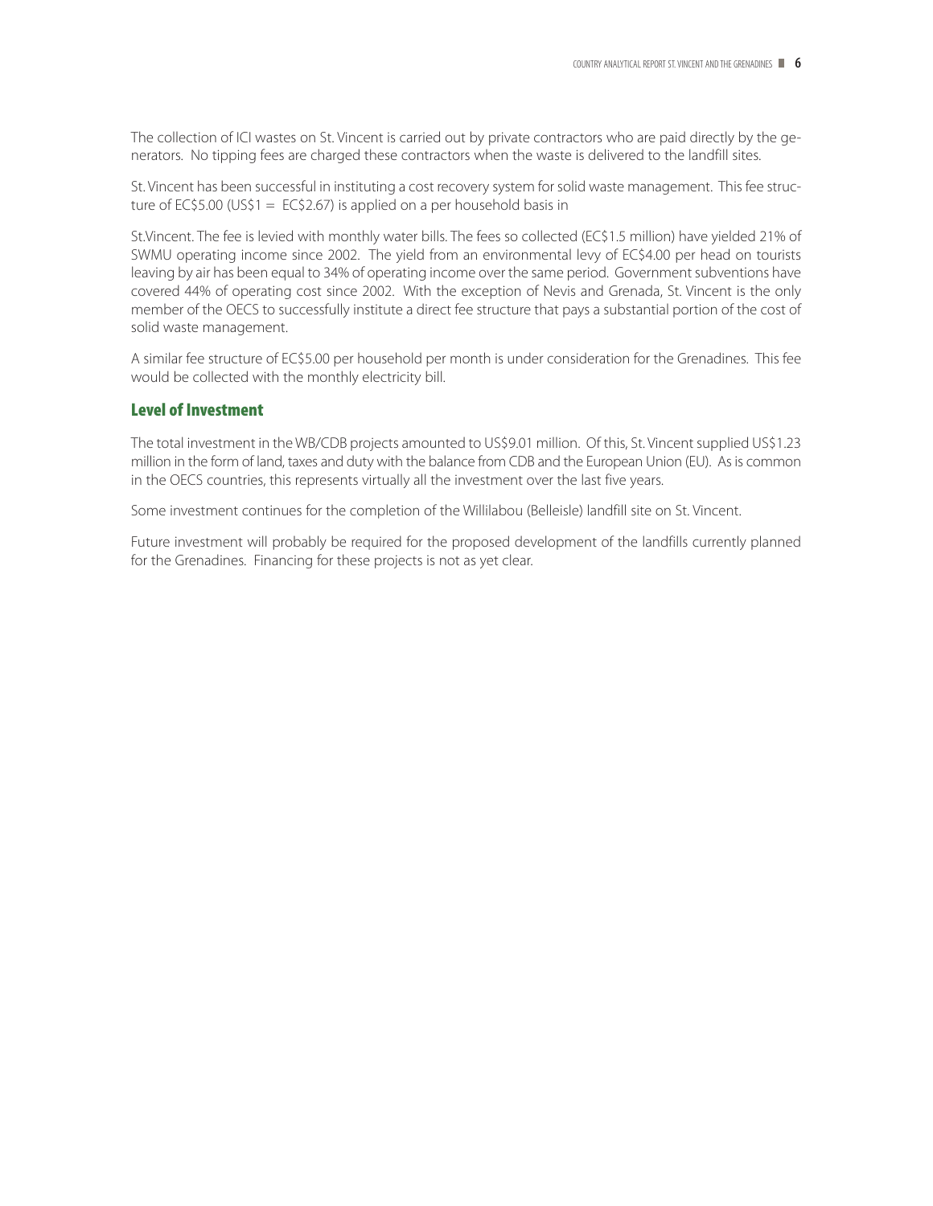The collection of ICI wastes on St. Vincent is carried out by private contractors who are paid directly by the generators. No tipping fees are charged these contractors when the waste is delivered to the landfill sites.

St. Vincent has been successful in instituting a cost recovery system for solid waste management. This fee structure of EC$5.00 (US$1 = EC$2.67) is applied on a per household basis in

St.Vincent. The fee is levied with monthly water bills. The fees so collected (EC$1.5 million) have yielded 21% of SWMU operating income since 2002. The yield from an environmental levy of EC$4.00 per head on tourists leaving by air has been equal to 34% of operating income over the same period. Government subventions have covered 44% of operating cost since 2002. With the exception of Nevis and Grenada, St. Vincent is the only member of the OECS to successfully institute a direct fee structure that pays a substantial portion of the cost of solid waste management.

A similar fee structure of EC$5.00 per household per month is under consideration for the Grenadines. This fee would be collected with the monthly electricity bill.

## Level of Investment

The total investment in the WB/CDB projects amounted to US$9.01 million. Of this, St. Vincent supplied US$1.23 million in the form of land, taxes and duty with the balance from CDB and the European Union (EU). As is common in the OECS countries, this represents virtually all the investment over the last five years.

Some investment continues for the completion of the Willilabou (Belleisle) landfill site on St. Vincent.

Future investment will probably be required for the proposed development of the landfills currently planned for the Grenadines. Financing for these projects is not as yet clear.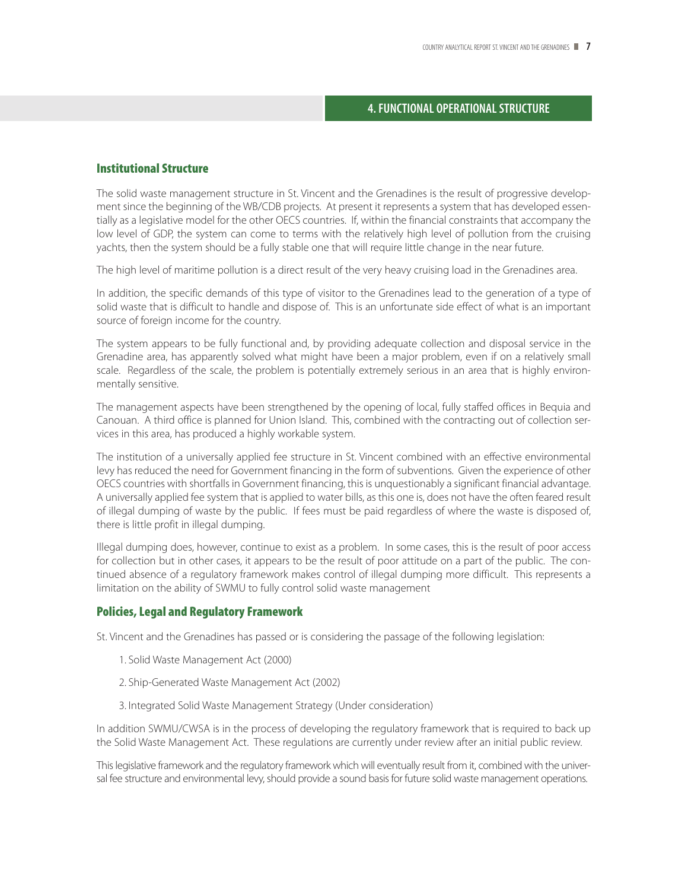## 4. FUNCTIONAL OPERATIONAL STRUCTURE

### Institutional Structure

The solid waste management structure in St. Vincent and the Grenadines is the result of progressive development since the beginning of the WB/CDB projects. At present it represents a system that has developed essentially as a legislative model for the other OECS countries. If, within the financial constraints that accompany the low level of GDP, the system can come to terms with the relatively high level of pollution from the cruising yachts, then the system should be a fully stable one that will require little change in the near future.

The high level of maritime pollution is a direct result of the very heavy cruising load in the Grenadines area.

In addition, the specific demands of this type of visitor to the Grenadines lead to the generation of a type of solid waste that is difficult to handle and dispose of. This is an unfortunate side effect of what is an important source of foreign income for the country.

The system appears to be fully functional and, by providing adequate collection and disposal service in the Grenadine area, has apparently solved what might have been a major problem, even if on a relatively small scale. Regardless of the scale, the problem is potentially extremely serious in an area that is highly environmentally sensitive.

The management aspects have been strengthened by the opening of local, fully staffed offices in Bequia and Canouan. A third office is planned for Union Island. This, combined with the contracting out of collection services in this area, has produced a highly workable system.

The institution of a universally applied fee structure in St. Vincent combined with an effective environmental levy has reduced the need for Government financing in the form of subventions. Given the experience of other OECS countries with shortfalls in Government financing, this is unquestionably a significant financial advantage. A universally applied fee system that is applied to water bills, as this one is, does not have the often feared result of illegal dumping of waste by the public. If fees must be paid regardless of where the waste is disposed of, there is little profit in illegal dumping.

Illegal dumping does, however, continue to exist as a problem. In some cases, this is the result of poor access for collection but in other cases, it appears to be the result of poor attitude on a part of the public. The continued absence of a regulatory framework makes control of illegal dumping more difficult. This represents a limitation on the ability of SWMU to fully control solid waste management

### Policies, Legal and Regulatory Framework

St. Vincent and the Grenadines has passed or is considering the passage of the following legislation:

1. Solid Waste Management Act (2000)
2. Ship-Generated Waste Management Act (2002)
3. Integrated Solid Waste Management Strategy (Under consideration)

In addition SWMU/CWSA is in the process of developing the regulatory framework that is required to back up the Solid Waste Management Act. These regulations are currently under review after an initial public review.

This legislative framework and the regulatory framework which will eventually result from it, combined with the universal fee structure and environmental levy, should provide a sound basis for future solid waste management operations.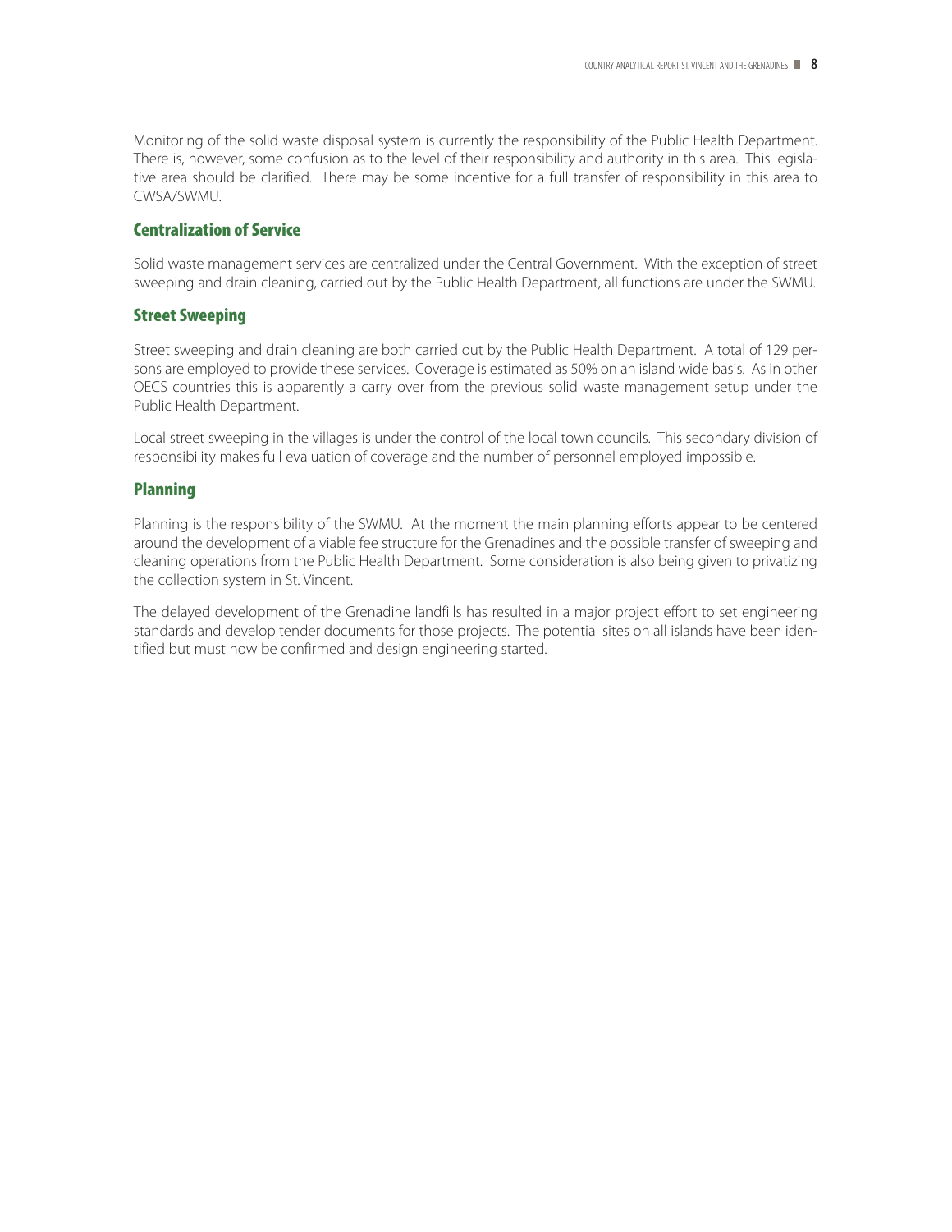Monitoring of the solid waste disposal system is currently the responsibility of the Public Health Department. There is, however, some confusion as to the level of their responsibility and authority in this area. This legislative area should be clarified. There may be some incentive for a full transfer of responsibility in this area to CWSA/SWMU.

## Centralization of Service

Solid waste management services are centralized under the Central Government. With the exception of street sweeping and drain cleaning, carried out by the Public Health Department, all functions are under the SWMU.

## Street Sweeping

Street sweeping and drain cleaning are both carried out by the Public Health Department. A total of 129 persons are employed to provide these services. Coverage is estimated as 50% on an island wide basis. As in other OECS countries this is apparently a carry over from the previous solid waste management setup under the Public Health Department.

Local street sweeping in the villages is under the control of the local town councils. This secondary division of responsibility makes full evaluation of coverage and the number of personnel employed impossible.

## Planning

Planning is the responsibility of the SWMU. At the moment the main planning efforts appear to be centered around the development of a viable fee structure for the Grenadines and the possible transfer of sweeping and cleaning operations from the Public Health Department. Some consideration is also being given to privatizing the collection system in St. Vincent.

The delayed development of the Grenadine landfills has resulted in a major project effort to set engineering standards and develop tender documents for those projects. The potential sites on all islands have been identified but must now be confirmed and design engineering started.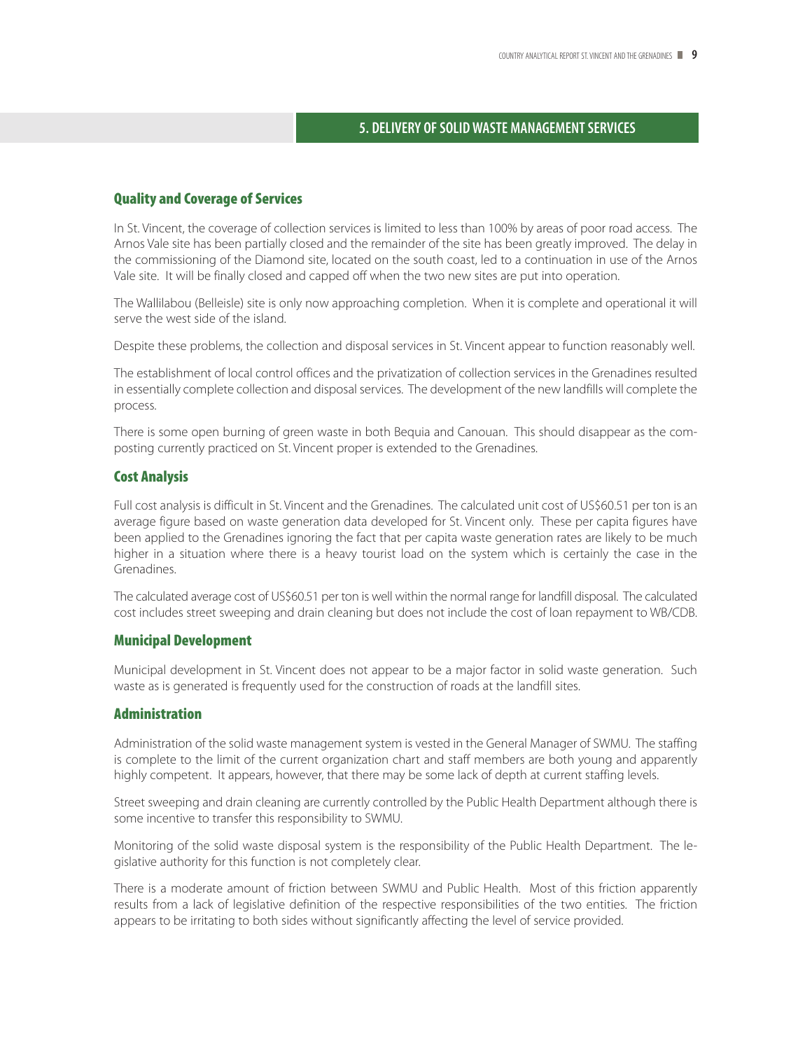# 5. DELIVERY OF SOLID WASTE MANAGEMENT SERVICES

## Quality and Coverage of Services

In St. Vincent, the coverage of collection services is limited to less than 100% by areas of poor road access. The Arnos Vale site has been partially closed and the remainder of the site has been greatly improved. The delay in the commissioning of the Diamond site, located on the south coast, led to a continuation in use of the Arnos Vale site. It will be finally closed and capped off when the two new sites are put into operation.

The Wallilabou (Belleisle) site is only now approaching completion. When it is complete and operational it will serve the west side of the island.

Despite these problems, the collection and disposal services in St. Vincent appear to function reasonably well.

The establishment of local control offices and the privatization of collection services in the Grenadines resulted in essentially complete collection and disposal services. The development of the new landfills will complete the process.

There is some open burning of green waste in both Bequia and Canouan. This should disappear as the composting currently practiced on St. Vincent proper is extended to the Grenadines.

## Cost Analysis

Full cost analysis is difficult in St. Vincent and the Grenadines. The calculated unit cost of US$60.51 per ton is an average figure based on waste generation data developed for St. Vincent only. These per capita figures have been applied to the Grenadines ignoring the fact that per capita waste generation rates are likely to be much higher in a situation where there is a heavy tourist load on the system which is certainly the case in the Grenadines.

The calculated average cost of US$60.51 per ton is well within the normal range for landfill disposal. The calculated cost includes street sweeping and drain cleaning but does not include the cost of loan repayment to WB/CDB.

## Municipal Development

Municipal development in St. Vincent does not appear to be a major factor in solid waste generation. Such waste as is generated is frequently used for the construction of roads at the landfill sites.

## Administration

Administration of the solid waste management system is vested in the General Manager of SWMU. The staffing is complete to the limit of the current organization chart and staff members are both young and apparently highly competent. It appears, however, that there may be some lack of depth at current staffing levels.

Street sweeping and drain cleaning are currently controlled by the Public Health Department although there is some incentive to transfer this responsibility to SWMU.

Monitoring of the solid waste disposal system is the responsibility of the Public Health Department. The legislative authority for this function is not completely clear.

There is a moderate amount of friction between SWMU and Public Health. Most of this friction apparently results from a lack of legislative definition of the respective responsibilities of the two entities. The friction appears to be irritating to both sides without significantly affecting the level of service provided.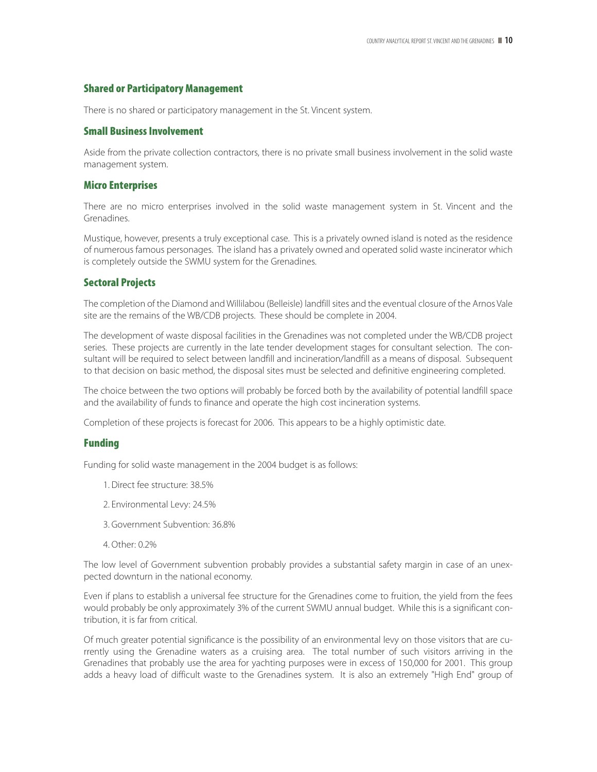### Shared or Participatory Management

There is no shared or participatory management in the St. Vincent system.

### Small Business Involvement

Aside from the private collection contractors, there is no private small business involvement in the solid waste management system.

### Micro Enterprises

There are no micro enterprises involved in the solid waste management system in St. Vincent and the Grenadines.

Mustique, however, presents a truly exceptional case. This is a privately owned island is noted as the residence of numerous famous personages. The island has a privately owned and operated solid waste incinerator which is completely outside the SWMU system for the Grenadines.

### Sectoral Projects

The completion of the Diamond and Willilabou (Belleisle) landfill sites and the eventual closure of the Arnos Vale site are the remains of the WB/CDB projects. These should be complete in 2004.

The development of waste disposal facilities in the Grenadines was not completed under the WB/CDB project series. These projects are currently in the late tender development stages for consultant selection. The consultant will be required to select between landfill and incineration/landfill as a means of disposal. Subsequent to that decision on basic method, the disposal sites must be selected and definitive engineering completed.

The choice between the two options will probably be forced both by the availability of potential landfill space and the availability of funds to finance and operate the high cost incineration systems.

Completion of these projects is forecast for 2006. This appears to be a highly optimistic date.

### Funding

Funding for solid waste management in the 2004 budget is as follows:

1. Direct fee structure: 38.5%
2. Environmental Levy: 24.5%
3. Government Subvention: 36.8%
4. Other: 0.2%

The low level of Government subvention probably provides a substantial safety margin in case of an unexpected downturn in the national economy.

Even if plans to establish a universal fee structure for the Grenadines come to fruition, the yield from the fees would probably be only approximately 3% of the current SWMU annual budget. While this is a significant contribution, it is far from critical.

Of much greater potential significance is the possibility of an environmental levy on those visitors that are currently using the Grenadine waters as a cruising area. The total number of such visitors arriving in the Grenadines that probably use the area for yachting purposes were in excess of 150,000 for 2001. This group adds a heavy load of difficult waste to the Grenadines system. It is also an extremely "High End" group of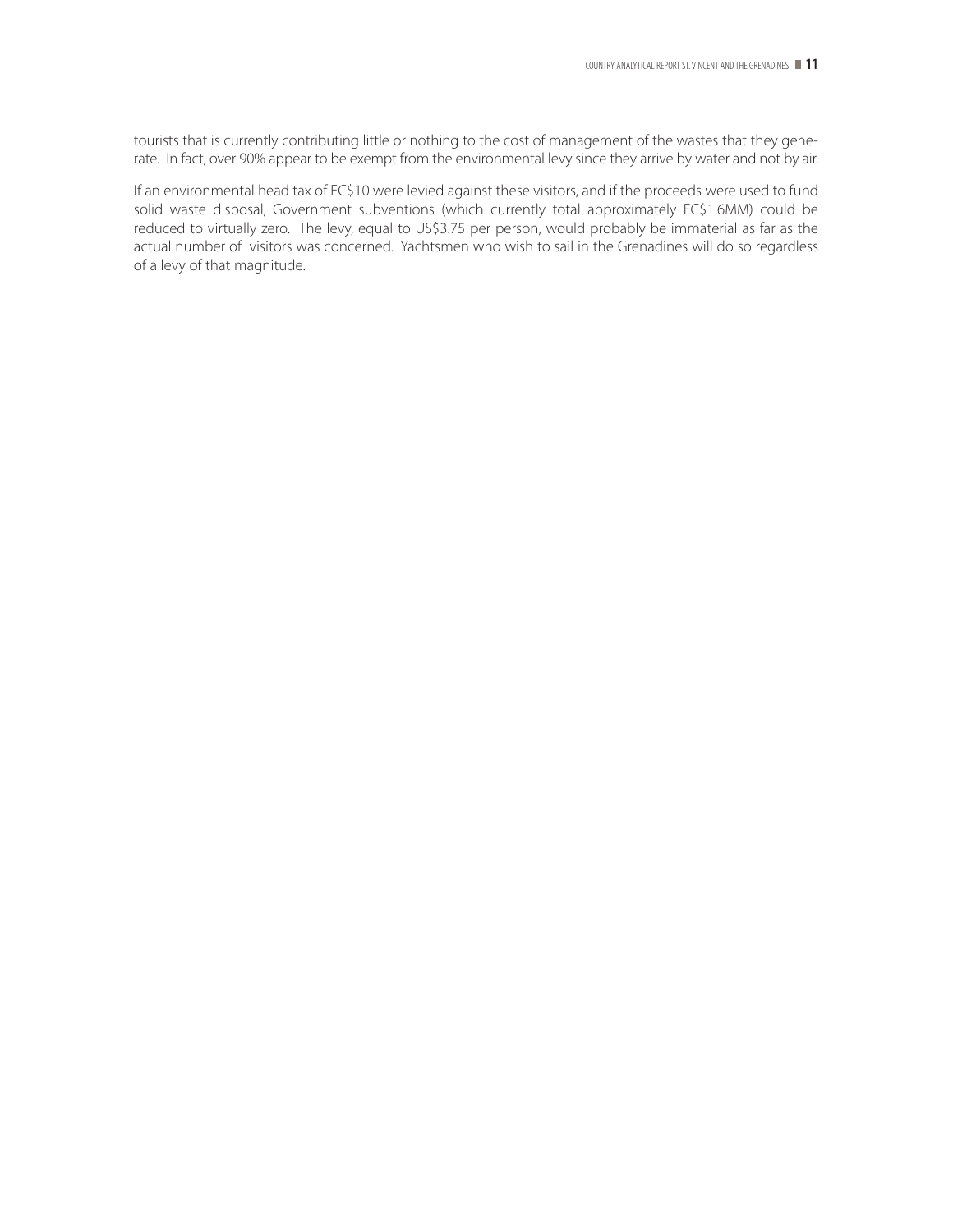tourists that is currently contributing little or nothing to the cost of management of the wastes that they generate. In fact, over 90% appear to be exempt from the environmental levy since they arrive by water and not by air.

If an environmental head tax of EC$10 were levied against these visitors, and if the proceeds were used to fund solid waste disposal, Government subventions (which currently total approximately EC$1.6MM) could be reduced to virtually zero. The levy, equal to US$3.75 per person, would probably be immaterial as far as the actual number of visitors was concerned. Yachtsmen who wish to sail in the Grenadines will do so regardless of a levy of that magnitude.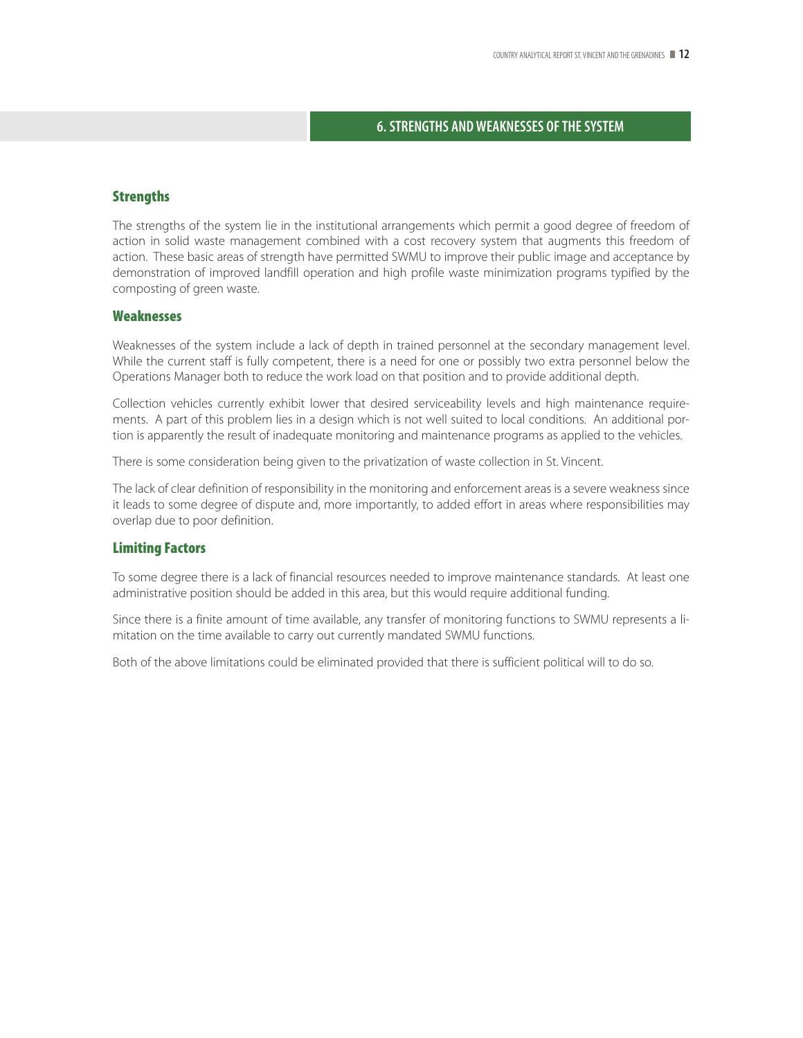## 6. STRENGTHS AND WEAKNESSES OF THE SYSTEM

### Strengths

The strengths of the system lie in the institutional arrangements which permit a good degree of freedom of action in solid waste management combined with a cost recovery system that augments this freedom of action. These basic areas of strength have permitted SWMU to improve their public image and acceptance by demonstration of improved landfill operation and high profile waste minimization programs typified by the composting of green waste.

### Weaknesses

Weaknesses of the system include a lack of depth in trained personnel at the secondary management level. While the current staff is fully competent, there is a need for one or possibly two extra personnel below the Operations Manager both to reduce the work load on that position and to provide additional depth.

Collection vehicles currently exhibit lower that desired serviceability levels and high maintenance requirements. A part of this problem lies in a design which is not well suited to local conditions. An additional portion is apparently the result of inadequate monitoring and maintenance programs as applied to the vehicles.

There is some consideration being given to the privatization of waste collection in St. Vincent.

The lack of clear definition of responsibility in the monitoring and enforcement areas is a severe weakness since it leads to some degree of dispute and, more importantly, to added effort in areas where responsibilities may overlap due to poor definition.

### Limiting Factors

To some degree there is a lack of financial resources needed to improve maintenance standards. At least one administrative position should be added in this area, but this would require additional funding.

Since there is a finite amount of time available, any transfer of monitoring functions to SWMU represents a limitation on the time available to carry out currently mandated SWMU functions.

Both of the above limitations could be eliminated provided that there is sufficient political will to do so.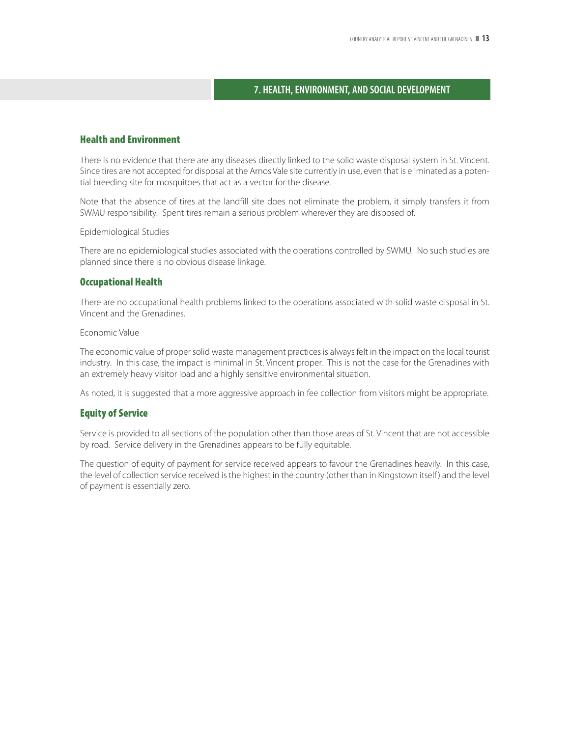## 7. HEALTH, ENVIRONMENT, AND SOCIAL DEVELOPMENT

### Health and Environment

There is no evidence that there are any diseases directly linked to the solid waste disposal system in St. Vincent. Since tires are not accepted for disposal at the Arnos Vale site currently in use, even that is eliminated as a potential breeding site for mosquitoes that act as a vector for the disease.

Note that the absence of tires at the landfill site does not eliminate the problem, it simply transfers it from SWMU responsibility. Spent tires remain a serious problem wherever they are disposed of.

Epidemiological Studies

There are no epidemiological studies associated with the operations controlled by SWMU. No such studies are planned since there is no obvious disease linkage.

### Occupational Health

There are no occupational health problems linked to the operations associated with solid waste disposal in St. Vincent and the Grenadines.

Economic Value

The economic value of proper solid waste management practices is always felt in the impact on the local tourist industry. In this case, the impact is minimal in St. Vincent proper. This is not the case for the Grenadines with an extremely heavy visitor load and a highly sensitive environmental situation.

As noted, it is suggested that a more aggressive approach in fee collection from visitors might be appropriate.

### Equity of Service

Service is provided to all sections of the population other than those areas of St. Vincent that are not accessible by road. Service delivery in the Grenadines appears to be fully equitable.

The question of equity of payment for service received appears to favour the Grenadines heavily. In this case, the level of collection service received is the highest in the country (other than in Kingstown itself) and the level of payment is essentially zero.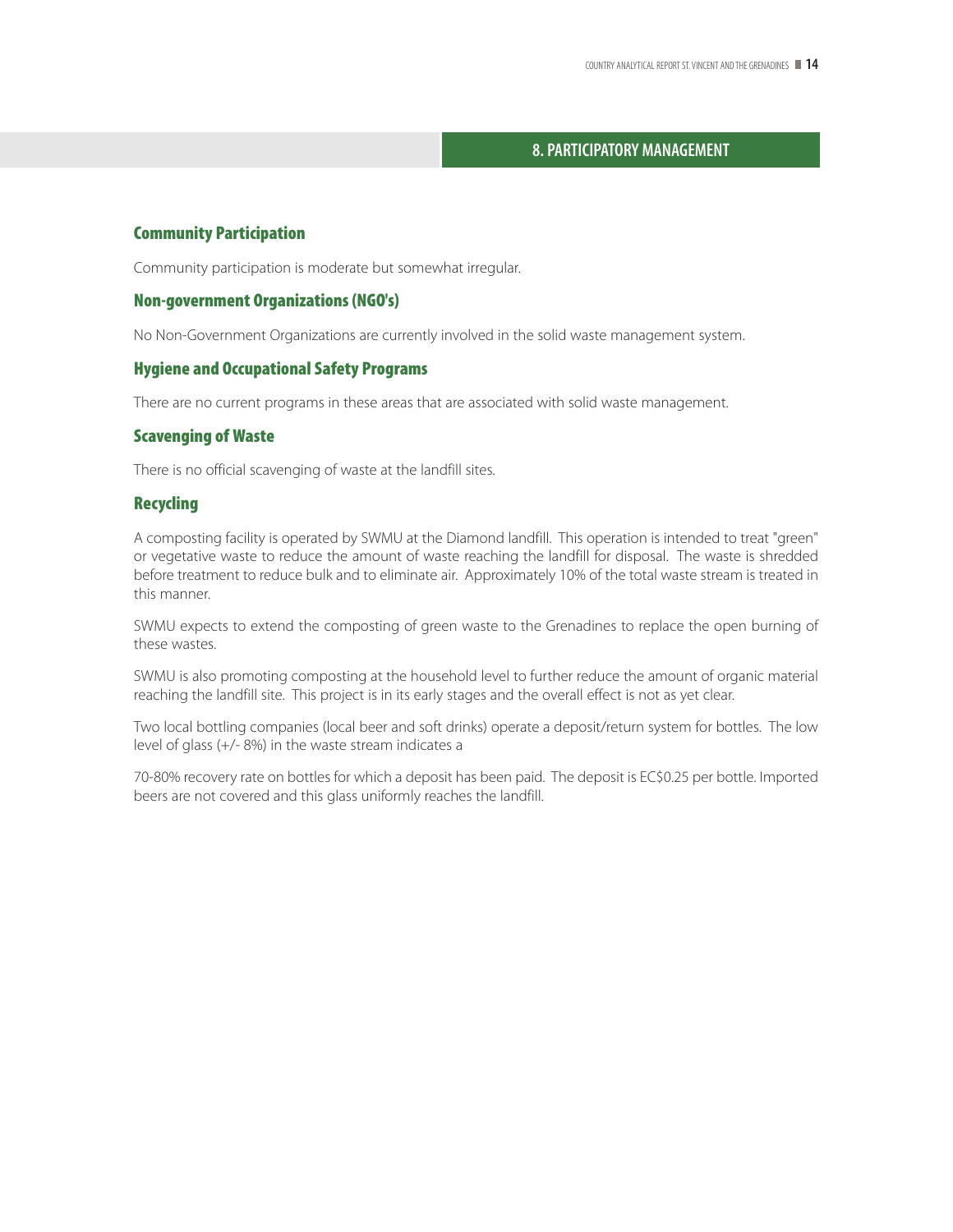# 8. PARTICIPATORY MANAGEMENT

## Community Participation

Community participation is moderate but somewhat irregular.

## Non-government Organizations (NGO's)

No Non-Government Organizations are currently involved in the solid waste management system.

## Hygiene and Occupational Safety Programs

There are no current programs in these areas that are associated with solid waste management.

## Scavenging of Waste

There is no official scavenging of waste at the landfill sites.

## Recycling

A composting facility is operated by SWMU at the Diamond landfill. This operation is intended to treat "green" or vegetative waste to reduce the amount of waste reaching the landfill for disposal. The waste is shredded before treatment to reduce bulk and to eliminate air. Approximately 10% of the total waste stream is treated in this manner.

SWMU expects to extend the composting of green waste to the Grenadines to replace the open burning of these wastes.

SWMU is also promoting composting at the household level to further reduce the amount of organic material reaching the landfill site. This project is in its early stages and the overall effect is not as yet clear.

Two local bottling companies (local beer and soft drinks) operate a deposit/return system for bottles. The low level of glass (+/- 8%) in the waste stream indicates a

70-80% recovery rate on bottles for which a deposit has been paid. The deposit is EC$0.25 per bottle. Imported beers are not covered and this glass uniformly reaches the landfill.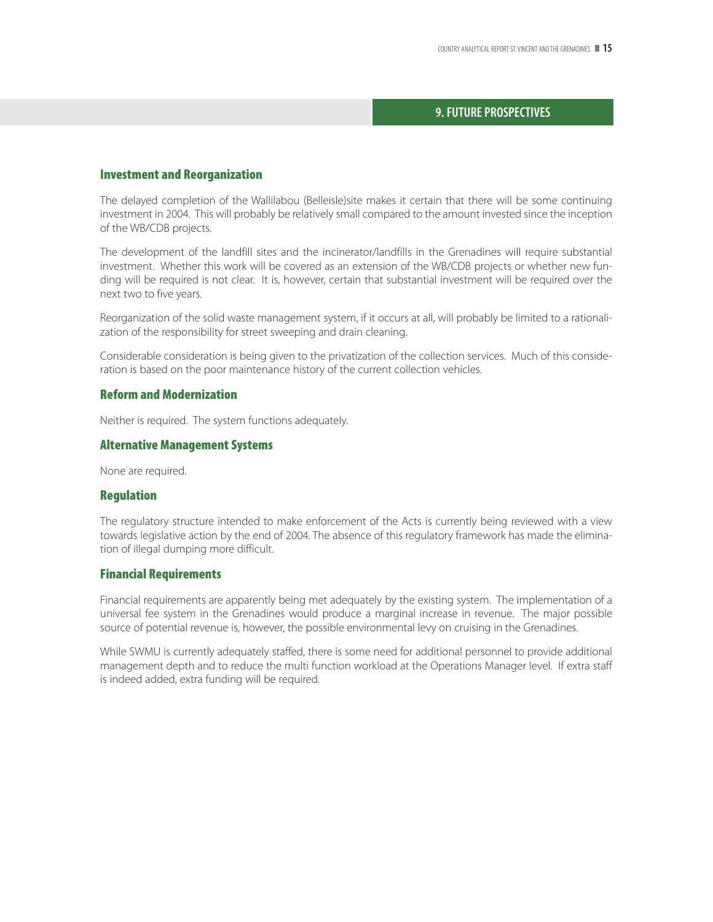## 9. FUTURE PROSPECTIVES

### Investment and Reorganization

The delayed completion of the Wallilabou (Belleisle)site makes it certain that there will be some continuing investment in 2004. This will probably be relatively small compared to the amount invested since the inception of the WB/CDB projects.

The development of the landfill sites and the incinerator/landfills in the Grenadines will require substantial investment. Whether this work will be covered as an extension of the WB/CDB projects or whether new funding will be required is not clear. It is, however, certain that substantial investment will be required over the next two to five years.

Reorganization of the solid waste management system, if it occurs at all, will probably be limited to a rationalization of the responsibility for street sweeping and drain cleaning.

Considerable consideration is being given to the privatization of the collection services. Much of this consideration is based on the poor maintenance history of the current collection vehicles.

### Reform and Modernization

Neither is required. The system functions adequately.

### Alternative Management Systems

None are required.

### Regulation

The regulatory structure intended to make enforcement of the Acts is currently being reviewed with a view towards legislative action by the end of 2004. The absence of this regulatory framework has made the elimination of illegal dumping more difficult.

### Financial Requirements

Financial requirements are apparently being met adequately by the existing system. The implementation of a universal fee system in the Grenadines would produce a marginal increase in revenue. The major possible source of potential revenue is, however, the possible environmental levy on cruising in the Grenadines.

While SWMU is currently adequately staffed, there is some need for additional personnel to provide additional management depth and to reduce the multi function workload at the Operations Manager level. If extra staff is indeed added, extra funding will be required.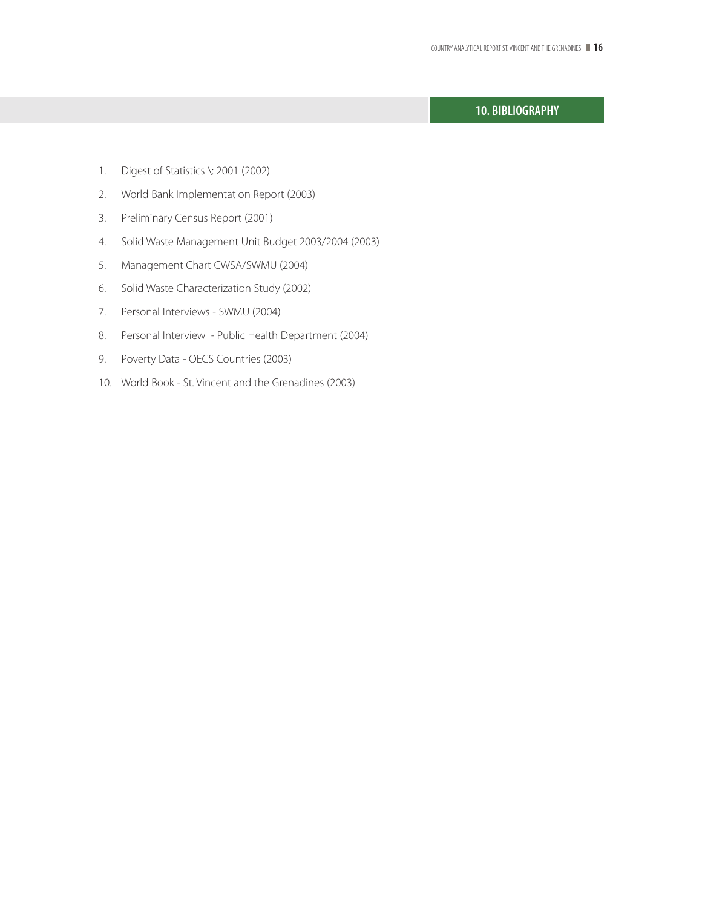## 10. BIBLIOGRAPHY

1. Digest of Statistics \: 2001 (2002)
2. World Bank Implementation Report (2003)
3. Preliminary Census Report (2001)
4. Solid Waste Management Unit Budget 2003/2004 (2003)
5. Management Chart CWSA/SWMU (2004)
6. Solid Waste Characterization Study (2002)
7. Personal Interviews - SWMU (2004)
8. Personal Interview - Public Health Department (2004)
9. Poverty Data - OECS Countries (2003)
10. World Book - St. Vincent and the Grenadines (2003)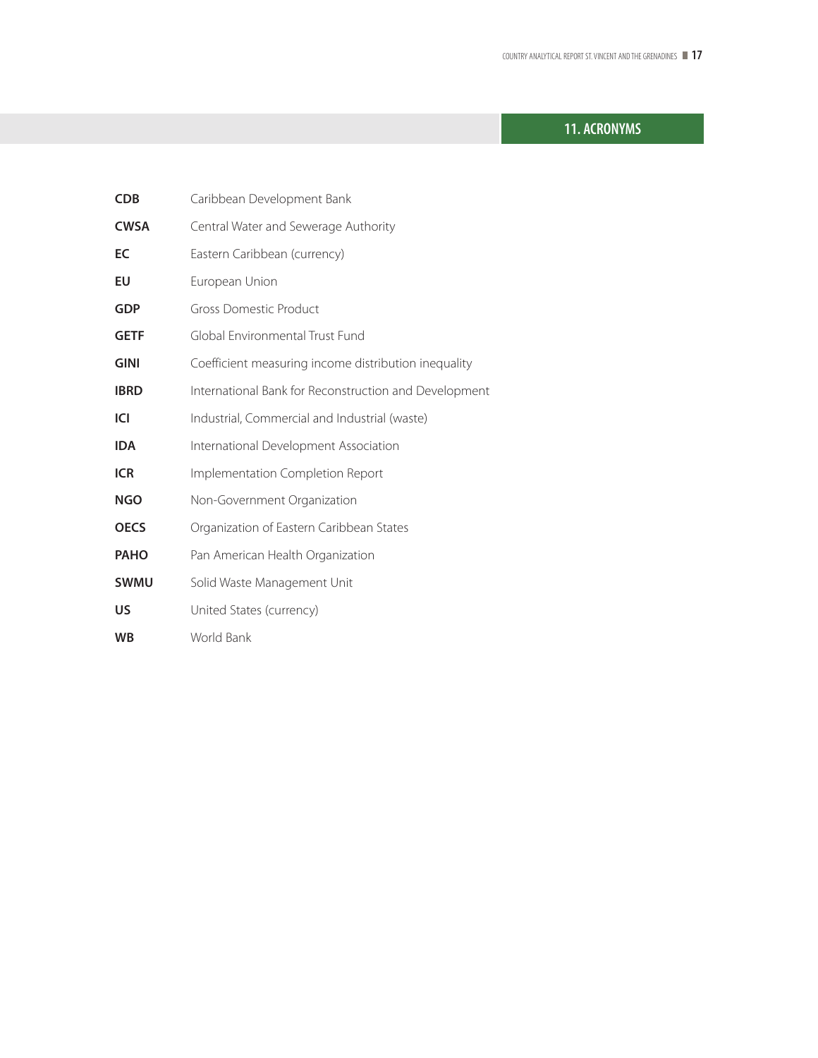## 11. ACRONYMS

| | |
|---|---|
| **CDB** | Caribbean Development Bank |
| **CWSA** | Central Water and Sewerage Authority |
| **EC** | Eastern Caribbean (currency) |
| **EU** | European Union |
| **GDP** | Gross Domestic Product |
| **GETF** | Global Environmental Trust Fund |
| **GINI** | Coefficient measuring income distribution inequality |
| **IBRD** | International Bank for Reconstruction and Development |
| **ICI** | Industrial, Commercial and Industrial (waste) |
| **IDA** | International Development Association |
| **ICR** | Implementation Completion Report |
| **NGO** | Non-Government Organization |
| **OECS** | Organization of Eastern Caribbean States |
| **PAHO** | Pan American Health Organization |
| **SWMU** | Solid Waste Management Unit |
| **US** | United States (currency) |
| **WB** | World Bank |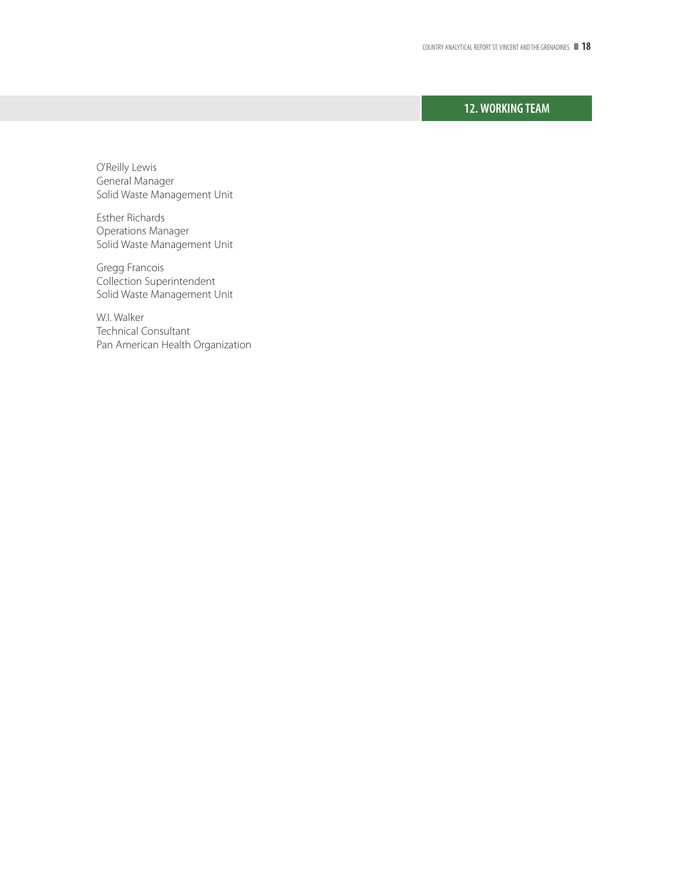## 12. WORKING TEAM

O'Reilly Lewis
General Manager
Solid Waste Management Unit

Esther Richards
Operations Manager
Solid Waste Management Unit

Gregg Francois
Collection Superintendent
Solid Waste Management Unit

W.I. Walker
Technical Consultant
Pan American Health Organization